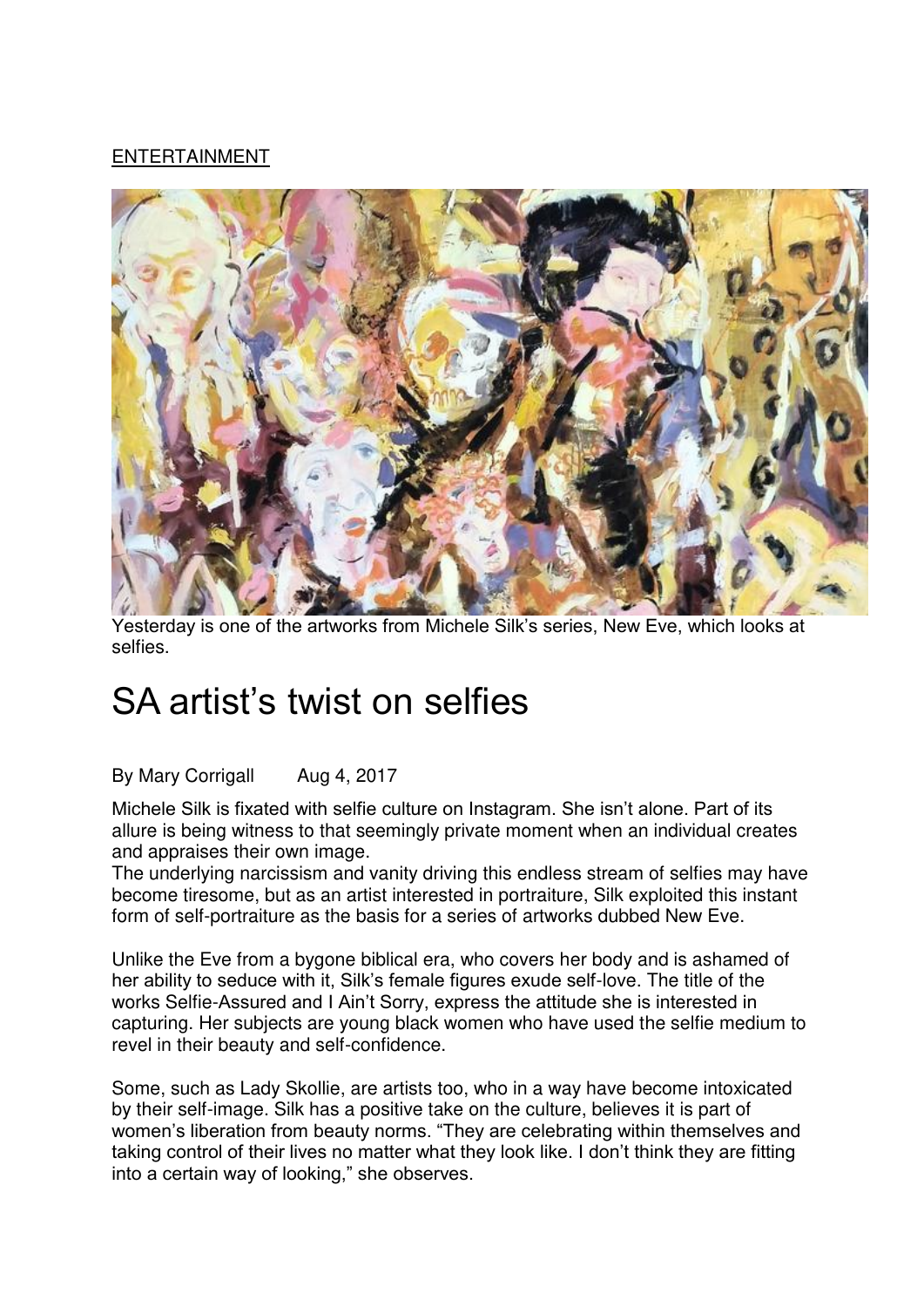ENTERTAINMENT

Yesterday is one of the artworks from Michele Silk's series, New Eve, which looks at selfies.

# SA artist's twist on selfies

By Mary Corrigall Aug 4, 2017

Michele Silk is fixated with selfie culture on Instagram. She isn't alone. Part of its allure is being witness to that seemingly private moment when an individual creates and appraises their own image.
The underlying narcissism and vanity driving this endless stream of selfies may have become tiresome, but as an artist interested in portraiture, Silk exploited this instant form of self-portraiture as the basis for a series of artworks dubbed New Eve.

Unlike the Eve from a bygone biblical era, who covers her body and is ashamed of her ability to seduce with it, Silk's female figures exude self-love. The title of the works Selfie-Assured and I Ain't Sorry, express the attitude she is interested in capturing. Her subjects are young black women who have used the selfie medium to revel in their beauty and self-confidence.

Some, such as Lady Skollie, are artists too, who in a way have become intoxicated by their self-image. Silk has a positive take on the culture, believes it is part of women's liberation from beauty norms. "They are celebrating within themselves and taking control of their lives no matter what they look like. I don't think they are fitting into a certain way of looking," she observes.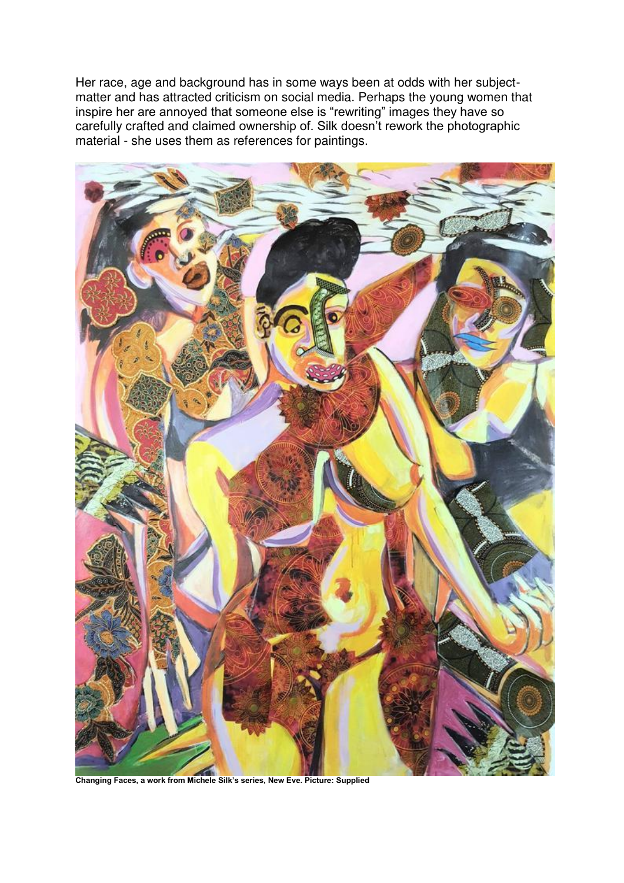Her race, age and background has in some ways been at odds with her subject-matter and has attracted criticism on social media. Perhaps the young women that inspire her are annoyed that someone else is "rewriting" images they have so carefully crafted and claimed ownership of. Silk doesn't rework the photographic material - she uses them as references for paintings.

**Changing Faces, a work from Michele Silk's series, New Eve. Picture: Supplied**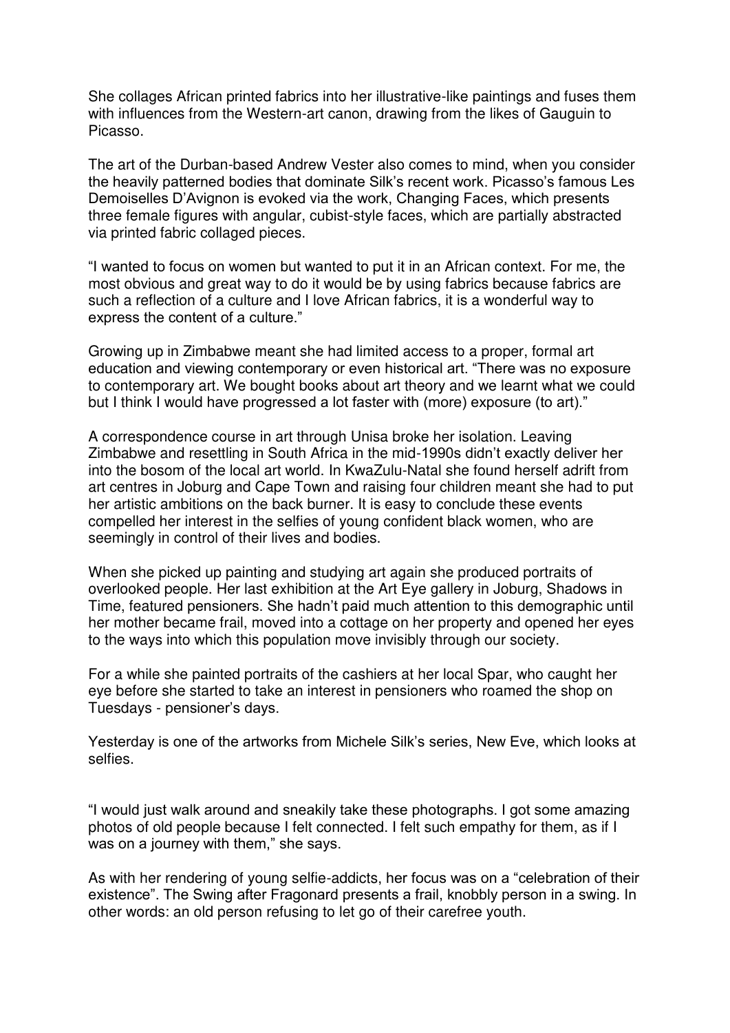She collages African printed fabrics into her illustrative-like paintings and fuses them with influences from the Western-art canon, drawing from the likes of Gauguin to Picasso.

The art of the Durban-based Andrew Vester also comes to mind, when you consider the heavily patterned bodies that dominate Silk's recent work. Picasso's famous Les Demoiselles D'Avignon is evoked via the work, Changing Faces, which presents three female figures with angular, cubist-style faces, which are partially abstracted via printed fabric collaged pieces.

"I wanted to focus on women but wanted to put it in an African context. For me, the most obvious and great way to do it would be by using fabrics because fabrics are such a reflection of a culture and I love African fabrics, it is a wonderful way to express the content of a culture."

Growing up in Zimbabwe meant she had limited access to a proper, formal art education and viewing contemporary or even historical art. "There was no exposure to contemporary art. We bought books about art theory and we learnt what we could but I think I would have progressed a lot faster with (more) exposure (to art)."

A correspondence course in art through Unisa broke her isolation. Leaving Zimbabwe and resettling in South Africa in the mid-1990s didn't exactly deliver her into the bosom of the local art world. In KwaZulu-Natal she found herself adrift from art centres in Joburg and Cape Town and raising four children meant she had to put her artistic ambitions on the back burner. It is easy to conclude these events compelled her interest in the selfies of young confident black women, who are seemingly in control of their lives and bodies.

When she picked up painting and studying art again she produced portraits of overlooked people. Her last exhibition at the Art Eye gallery in Joburg, Shadows in Time, featured pensioners. She hadn't paid much attention to this demographic until her mother became frail, moved into a cottage on her property and opened her eyes to the ways into which this population move invisibly through our society.

For a while she painted portraits of the cashiers at her local Spar, who caught her eye before she started to take an interest in pensioners who roamed the shop on Tuesdays - pensioner's days.

Yesterday is one of the artworks from Michele Silk's series, New Eve, which looks at selfies.

"I would just walk around and sneakily take these photographs. I got some amazing photos of old people because I felt connected. I felt such empathy for them, as if I was on a journey with them," she says.

As with her rendering of young selfie-addicts, her focus was on a "celebration of their existence". The Swing after Fragonard presents a frail, knobbly person in a swing. In other words: an old person refusing to let go of their carefree youth.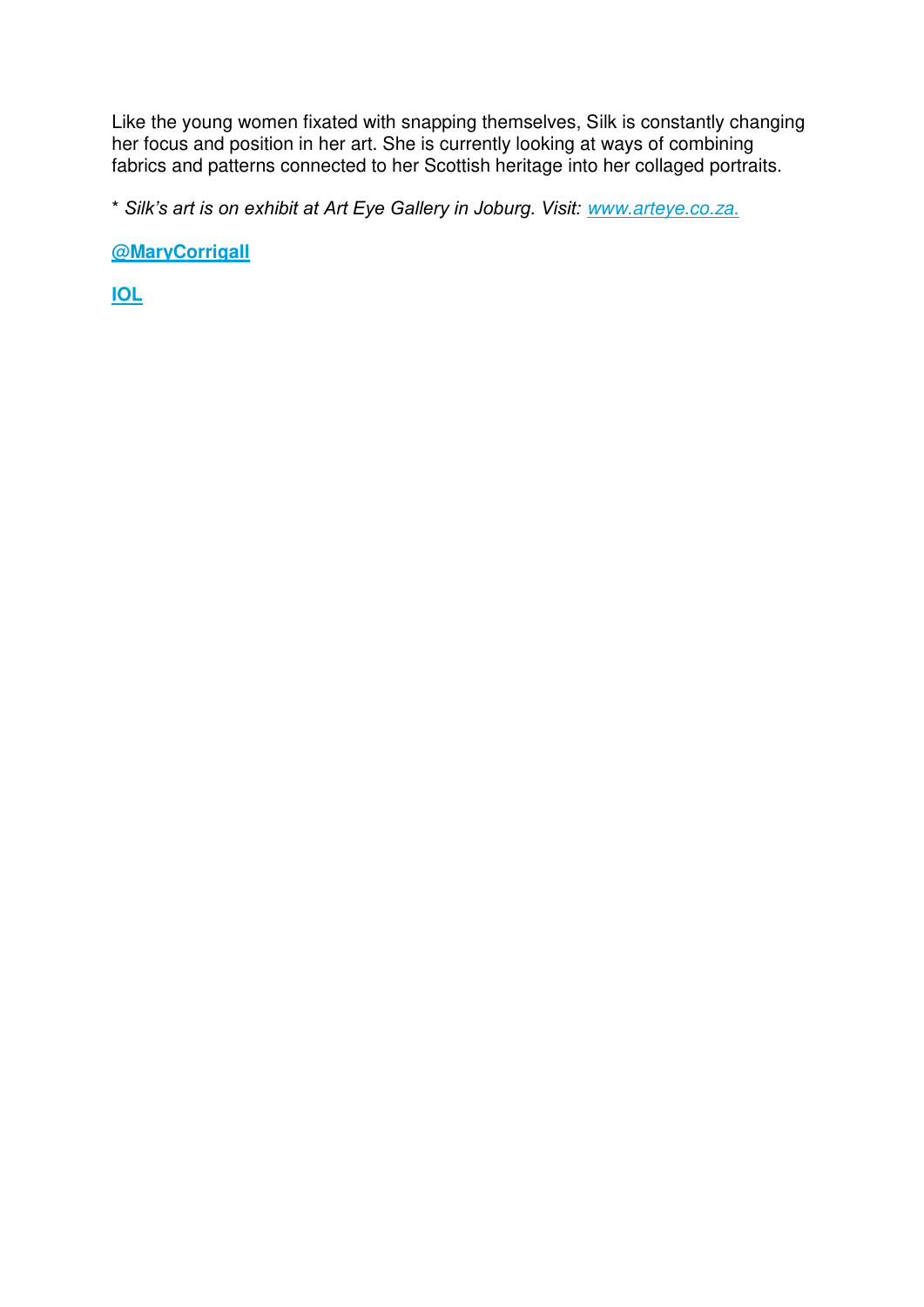Like the young women fixated with snapping themselves, Silk is constantly changing her focus and position in her art. She is currently looking at ways of combining fabrics and patterns connected to her Scottish heritage into her collaged portraits.

* *Silk's art is on exhibit at Art Eye Gallery in Joburg. Visit: [www.arteye.co.za.](http://www.arteye.co.za)*

**@MaryCorrigall**

**IOL**